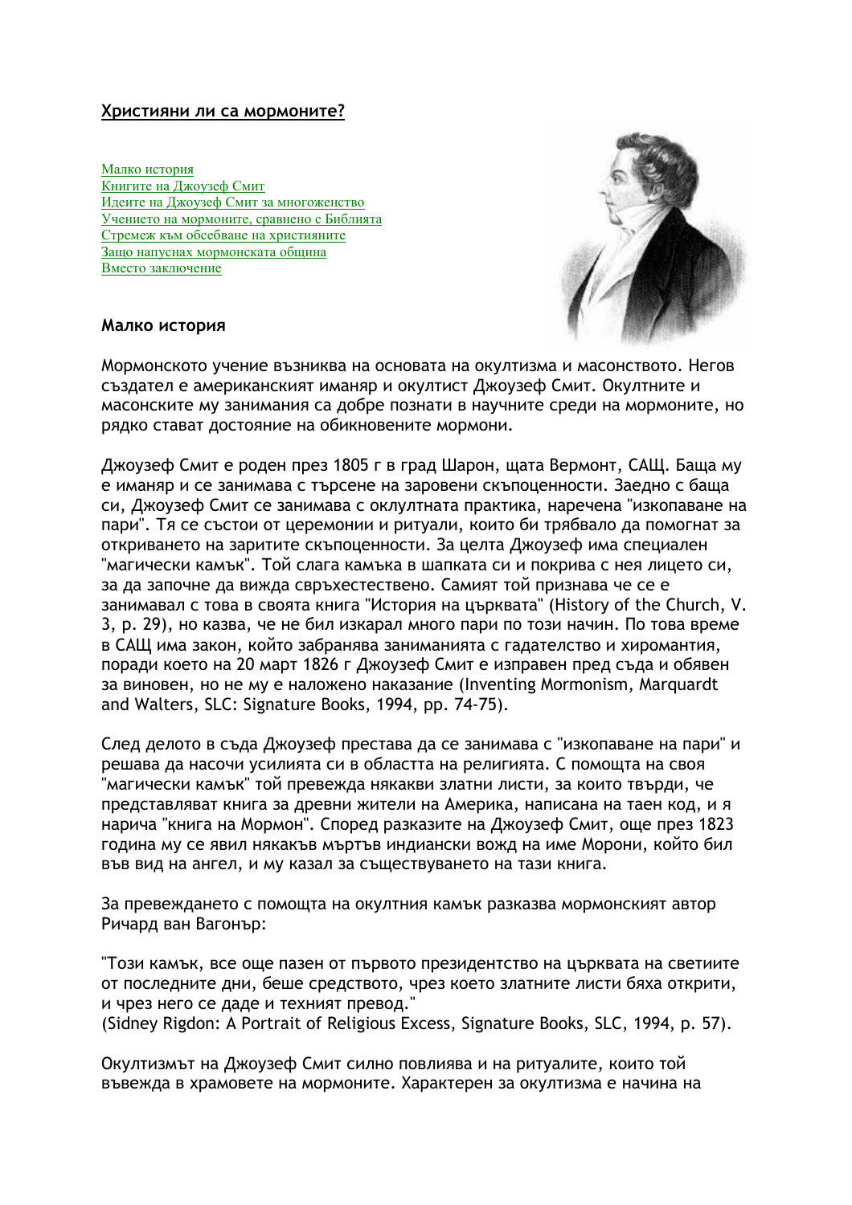# Християни ли са мормоните?

- Малко история
- Книгите на Джоузеф Смит
- Идеите на Джоузеф Смит за многоженство
- Учението на мормоните, сравнено с Библията
- Стремеж към обсебване на християните
- Защо напуснах мормонската община
- Вместо заключение

## Малко история

Мормонското учение възниква на основата на окултизма и масонството. Негов създател е американският иманяр и окултист Джоузеф Смит. Окултните и масонските му занимания са добре познати в научните среди на мормоните, но рядко стават достояние на обикновените мормони.

Джоузеф Смит е роден през 1805 г в град Шарон, щата Вермонт, САЩ. Баща му е иманяр и се занимава с търсене на заровени скъпоценности. Заедно с баща си, Джоузеф Смит се занимава с оклултната практика, наречена "изкопаване на пари". Тя се състои от церемонии и ритуали, които би трябвало да помогнат за откриването на заритите скъпоценности. За целта Джоузеф има специален "магически камък". Той слага камъка в шапката си и покрива с нея лицето си, за да започне да вижда свръхестествено. Самият той признава че се е занимавал с това в своята книга "История на църквата" (History of the Church, V. 3, p. 29), но казва, че не бил изкарал много пари по този начин. По това време в САЩ има закон, който забранява заниманията с гадателство и хиромантия, поради което на 20 март 1826 г Джоузеф Смит е изправен пред съда и обявен за виновен, но не му е наложено наказание (Inventing Mormonism, Marquardt and Walters, SLC: Signature Books, 1994, pp. 74-75).

След делото в съда Джоузеф престава да се занимава с "изкопаване на пари" и решава да насочи усилията си в областта на религията. С помощта на своя "магически камък" той превежда някакви златни листи, за които твърди, че представляват книга за древни жители на Америка, написана на таен код, и я нарича "книга на Мормон". Според разказите на Джоузеф Смит, още през 1823 година му се явил някакъв мъртъв индиански вожд на име Морони, който бил във вид на ангел, и му казал за съществуването на тази книга.

За превеждането с помощта на окултния камък разказва мормонският автор Ричард ван Вагонър:

"Този камък, все още пазен от първото президентство на църквата на светиите от последните дни, беше средството, чрез което златните листи бяха открити, и чрез него се даде и техният превод."
(Sidney Rigdon: A Portrait of Religious Excess, Signature Books, SLC, 1994, p. 57).

Окултизмът на Джоузеф Смит силно повлиява и на ритуалите, които той въвежда в храмовете на мормоните. Характерен за окултизма е начина на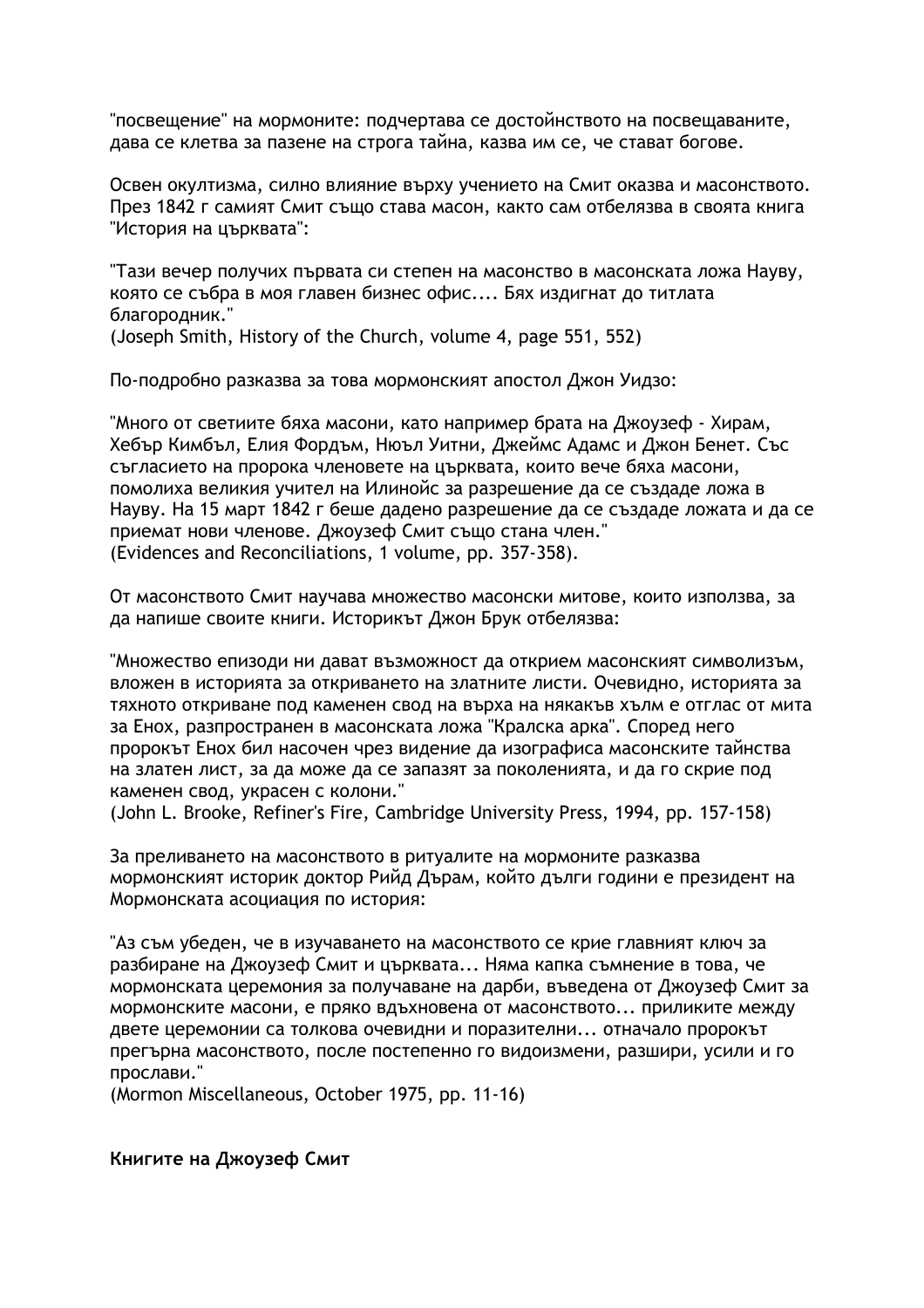"посвещение" на мормоните: подчертава се достойнството на посвещаваните, дава се клетва за пазене на строга тайна, казва им се, че стават богове.

Освен окултизма, силно влияние върху учението на Смит оказва и масонството. През 1842 г самият Смит също става масон, както сам отбелязва в своята книга "История на църквата":

"Тази вечер получих първата си степен на масонство в масонската ложа Науву, която се събра в моя главен бизнес офис.... Бях издигнат до титлата благородник."
(Joseph Smith, History of the Church, volume 4, page 551, 552)

По-подробно разказва за това мормонският апостол Джон Уидзо:

"Много от светиите бяха масони, като например брата на Джоузеф - Хирам, Хебър Кимбъл, Елия Фордъм, Нюъл Уитни, Джеймс Адамс и Джон Бенет. Със съгласието на пророка членовете на църквата, които вече бяха масони, помолиха великия учител на Илинойс за разрешение да се създаде ложа в Науву. На 15 март 1842 г беше дадено разрешение да се създаде ложата и да се приемат нови членове. Джоузеф Смит също стана член."
(Evidences and Reconciliations, 1 volume, pp. 357-358).

От масонството Смит научава множество масонски митове, които използва, за да напише своите книги. Историкът Джон Брук отбелязва:

"Множество епизоди ни дават възможност да открием масонският символизъм, вложен в историята за откриването на златните листи. Очевидно, историята за тяхното откриване под каменен свод на върха на някакъв хълм е отглас от мита за Енох, разпространен в масонската ложа "Кралска арка". Според него пророкът Енох бил насочен чрез видение да изографиса масонските тайнства на златен лист, за да може да се запазят за поколенията, и да го скрие под каменен свод, украсен с колони."
(John L. Brooke, Refiner's Fire, Cambridge University Press, 1994, pp. 157-158)

За преливането на масонството в ритуалите на мормоните разказва мормонският историк доктор Рийд Дърам, който дълги години е президент на Мормонската асоциация по история:

"Аз съм убеден, че в изучаването на масонството се крие главният ключ за разбиране на Джоузеф Смит и църквата... Няма капка съмнение в това, че мормонската церемония за получаване на дарби, въведена от Джоузеф Смит за мормонските масони, е пряко вдъхновена от масонството... приликите между двете церемонии са толкова очевидни и поразителни... отначало пророкът прегърна масонството, после постепенно го видоизмени, разшири, усили и го прослави."
(Mormon Miscellaneous, October 1975, pp. 11-16)

**Книгите на Джоузеф Смит**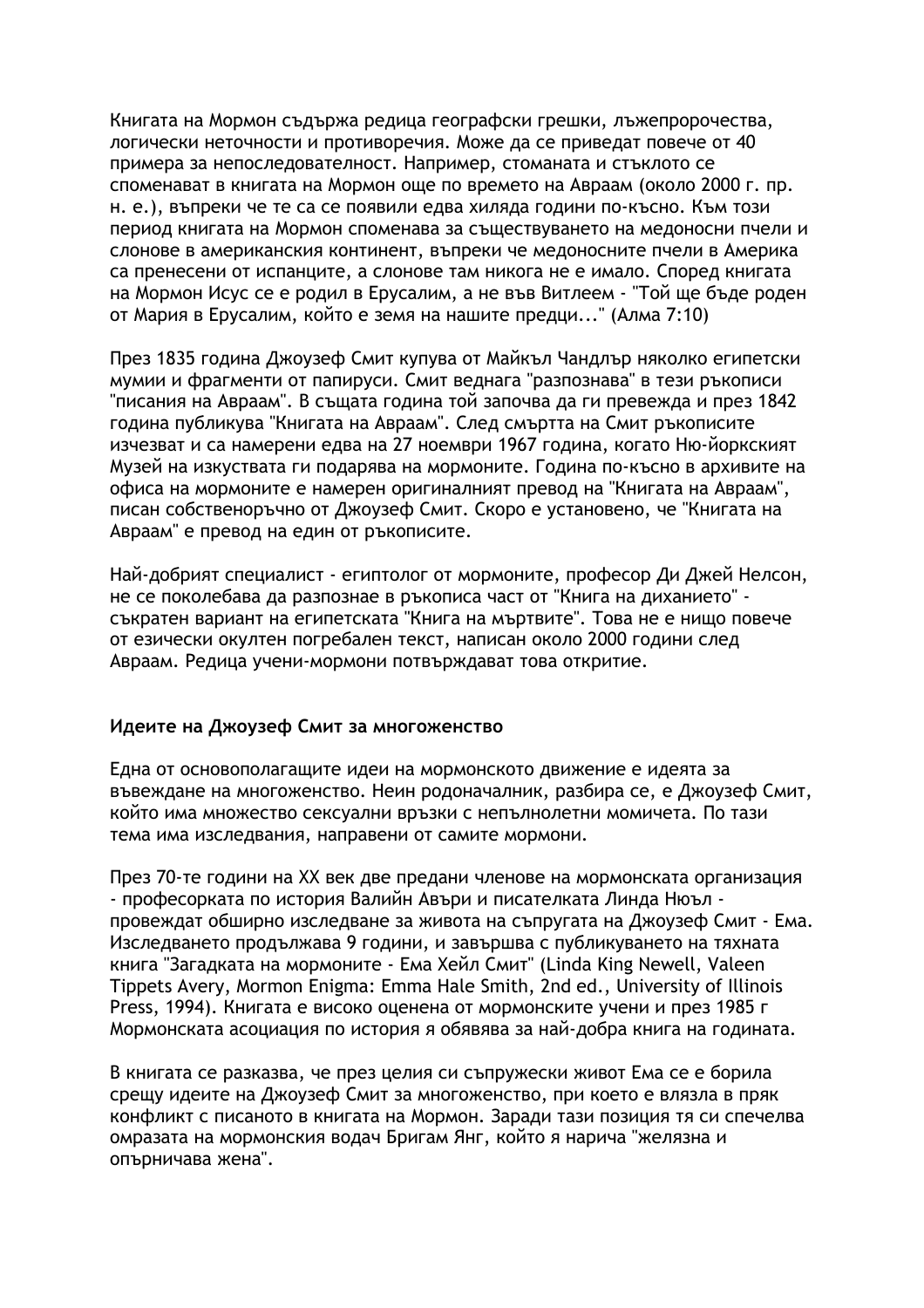Книгата на Мормон съдържа редица географски грешки, лъжепророчества, логически неточности и противоречия. Може да се приведат повече от 40 примера за непоследователност. Например, стоманата и стъклото се споменават в книгата на Мормон още по времето на Авраам (около 2000 г. пр. н. е.), въпреки че те са се появили едва хиляда години по-късно. Към този период книгата на Мормон споменава за съществуването на медоносни пчели и слонове в американския континент, въпреки че медоносните пчели в Америка са пренесени от испанците, а слонове там никога не е имало. Според книгата на Мормон Исус се е родил в Ерусалим, а не във Витлеем - "Той ще бъде роден от Мария в Ерусалим, който е земя на нашите предци..." (Алма 7:10)

През 1835 година Джоузеф Смит купува от Майкъл Чандлър няколко египетски мумии и фрагменти от папируси. Смит веднага "разпознава" в тези ръкописи "писания на Авраам". В същата година той започва да ги превежда и през 1842 година публикува "Книгата на Авраам". След смъртта на Смит ръкописите изчезват и са намерени едва на 27 ноември 1967 година, когато Ню-йоркският Музей на изкуствата ги подарява на мормоните. Година по-късно в архивите на офиса на мормоните е намерен оригиналният превод на "Книгата на Авраам", писан собственоръчно от Джоузеф Смит. Скоро е установено, че "Книгата на Авраам" е превод на един от ръкописите.

Най-добрият специалист - египтолог от мормоните, професор Ди Джей Нелсон, не се поколебава да разпознае в ръкописа част от "Книга на дихането" - съкратен вариант на египетската "Книга на мъртвите". Това не е нищо повече от езически окултен погребален текст, написан около 2000 години след Авраам. Редица учени-мормони потвърждават това откритие.

## Идеите на Джоузеф Смит за многоженство

Една от основополагащите идеи на мормонското движение е идеята за въвеждане на многоженство. Неин родоначалник, разбира се, е Джоузеф Смит, който има множество сексуални връзки с непълнолетни момичета. По тази тема има изследвания, направени от самите мормони.

През 70-те години на XX век две предани членове на мормонската организация - професорката по история Валийн Авъри и писателката Линда Нюъл - провеждат обширно изследване за живота на съпругата на Джоузеф Смит - Ема. Изследването продължава 9 години, и завършва с публикуването на тяхната книга "Загадката на мормоните - Ема Хейл Смит" (Linda King Newell, Valeen Tippets Avery, Mormon Enigma: Emma Hale Smith, 2nd ed., University of Illinois Press, 1994). Книгата е високо оценена от мормонските учени и през 1985 г Мормонската асоциация по история я обявява за най-добра книга на годината.

В книгата се разказва, че през целия си съпружески живот Ема се е борила срещу идеите на Джоузеф Смит за многоженство, при което е влязла в пряк конфликт с писаното в книгата на Мормон. Заради тази позиция тя си спечелва омразата на мормонския водач Бригам Янг, който я нарича "желязна и опърничава жена".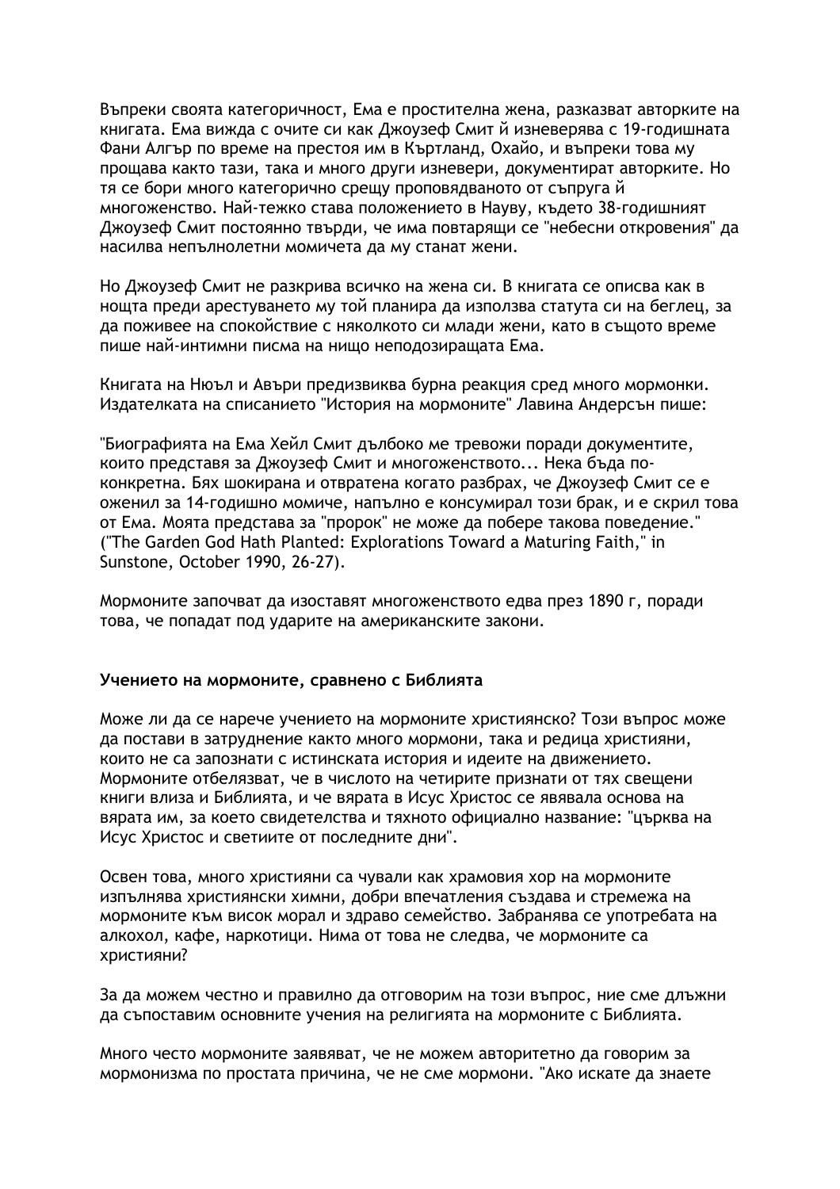Въпреки своята категоричност, Ема е простителна жена, разказват авторките на книгата. Ема вижда с очите си как Джоузеф Смит ѝ изневерява с 19-годишната Фани Алгър по време на престоя им в Кътланд, Охайо, и въпреки това му прощава както тази, така и много други изневери, документират авторките. Но тя се бори много категорично срещу проповядваното от съпруга ѝ многоженство. Най-тежко става положението в Наву, където 38-годишният Джоузеф Смит постоянно твърди, че има повтарящи се "небесни откровения" да насилва непълнолетни момичета да му станат жени.

Но Джоузеф Смит не разкрива всичко на жена си. В книгата се описва как в нощта преди арестуването му той планира да използва статута си на беглец, за да поживее на спокойствие с няколкото си млади жени, като в същото време пише най-интимни писма на нищо неподозиращата Ема.

Книгата на Нюъл и Авъри предизвиква бурна реакция сред много мормонки. Издателката на списанието "История на мормоните" Лавина Андерсън пише:

"Биографията на Ема Хейл Смит дълбоко ме тревожи поради документите, които представя за Джоузеф Смит и многоженството... Нека бъда по-конкретна. Бях шокирана и отвратена когато разбрах, че Джоузеф Смит се е оженил за 14-годишно момиче, напълно е консумирал този брак, и е скрил това от Ема. Моята представа за "пророк" не може да побере такова поведение." ("The Garden God Hath Planted: Explorations Toward a Maturing Faith," in Sunstone, October 1990, 26-27).

Мормоните започват да изоставят многоженството едва през 1890 г, поради това, че попадат под ударите на американските закони.

**Учението на мормоните, сравнено с Библията**

Може ли да се нарече учението на мормоните християнско? Този въпрос може да постави в затруднение както много мормони, така и редица християни, които не са запознати с истинската история и идеите на движението. Мормоните отбелязват, че в числото на четирите признати от тях свещени книги влиза и Библията, и че вярата в Исус Христос се явявала основа на вярата им, за което свидетелства и тяхното официално название: "църква на Исус Христос и светиите от последните дни".

Освен това, много християни са чували как храмовия хор на мормоните изпълнява християнски химни, добри впечатления създава и стремежа на мормоните към висок морал и здраво семейство. Забранява се употребата на алкохол, кафе, наркотици. Нима от това не следва, че мормоните са християни?

За да можем честно и правилно да отговорим на този въпрос, ние сме длъжни да съпоставим основните учения на религията на мормоните с Библията.

Много често мормоните заявяват, че не можем авторитетно да говорим за мормонизма по простата причина, че не сме мормони. "Ако искате да знаете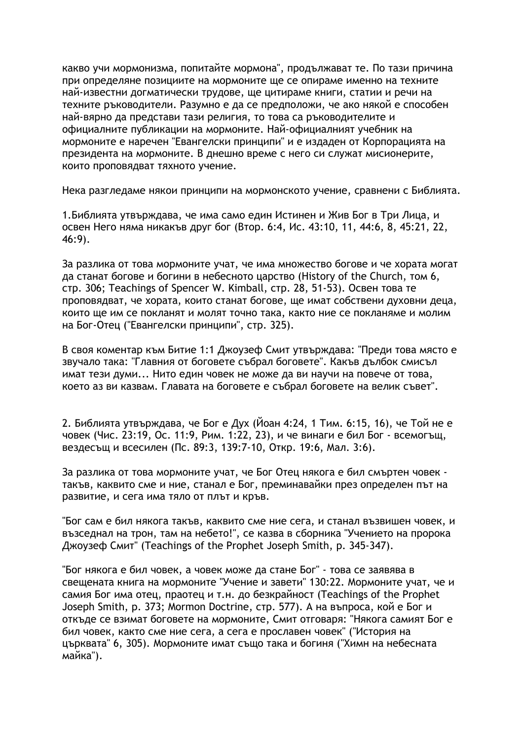какво учи мормонизма, попитайте мормона", продължават те. По тази причина при определяне позициите на мормоните ще се опираме именно на техните най-известни догматически трудове, ще цитираме книги, статии и речи на техните ръководители. Разумно е да се предположи, че ако някой е способен най-вярно да представи тази религия, то това са ръководителите и официалните публикации на мормоните. Най-официалният учебник на мормоните е наречен "Евангелски принципи" и е издаден от Корпорацията на президента на мормоните. В днешно време с него си служат мисионерите, които проповядват тяхното учение.

Нека разгледаме някои принципи на мормонското учение, сравнени с Библията.

1.Библията утвърждава, че има само един Истинен и Жив Бог в Три Лица, и освен Него няма никакъв друг бог (Втор. 6:4, Ис. 43:10, 11, 44:6, 8, 45:21, 22, 46:9).

За разлика от това мормоните учат, че има множество богове и че хората могат да станат богове и богини в небесното царство (History of the Church, том 6, стр. 306; Teachings of Spencer W. Kimball, стр. 28, 51-53). Освен това те проповядват, че хората, които станат богове, ще имат собствени духовни деца, които ще им се покланят и молят точно така, както ние се покланяме и молим на Бог-Отец ("Евангелски принципи", стр. 325).

В своя коментар към Битие 1:1 Джоузеф Смит утвърждава: "Преди това място е звучало така: "Главния от боговете събрал боговете". Какъв дълбок смисъл имат тези думи... Нито един човек не може да ви научи на повече от това, което аз ви казвам. Главата на боговете е събрал боговете на велик съвет".

2. Библията утвърждава, че Бог е Дух (Йоан 4:24, 1 Тим. 6:15, 16), че Той не е човек (Чис. 23:19, Ос. 11:9, Рим. 1:22, 23), и че винаги е бил Бог - всемогъщ, вездесъщ и всесилен (Пс. 89:3, 139:7-10, Откр. 19:6, Мал. 3:6).

За разлика от това мормоните учат, че Бог Отец някога е бил смъртен човек - такъв, каквито сме и ние, станал е Бог, преминавайки през определен път на развитие, и сега има тяло от плът и кръв.

"Бог сам е бил някога такъв, каквито сме ние сега, и станал възвишен човек, и възседнал на трон, там на небето!", се казва в сборника "Учението на пророка Джоузеф Смит" (Teachings of the Prophet Joseph Smith, p. 345-347).

"Бог някога е бил човек, а човек може да стане Бог" - това се заявява в свещената книга на мормоните "Учение и завети" 130:22. Мормоните учат, че и самия Бог има отец, праотец и т.н. до безкрайност (Teachings of the Prophet Joseph Smith, p. 373; Mormon Doctrine, стр. 577). А на въпроса, кой е Бог и откъде се взимат боговете на мормоните, Смит отговаря: "Някога самият Бог е бил човек, както сме ние сега, а сега е прославен човек" ("История на църквата" 6, 305). Мормоните имат също така и богиня ("Химн на небесната майка").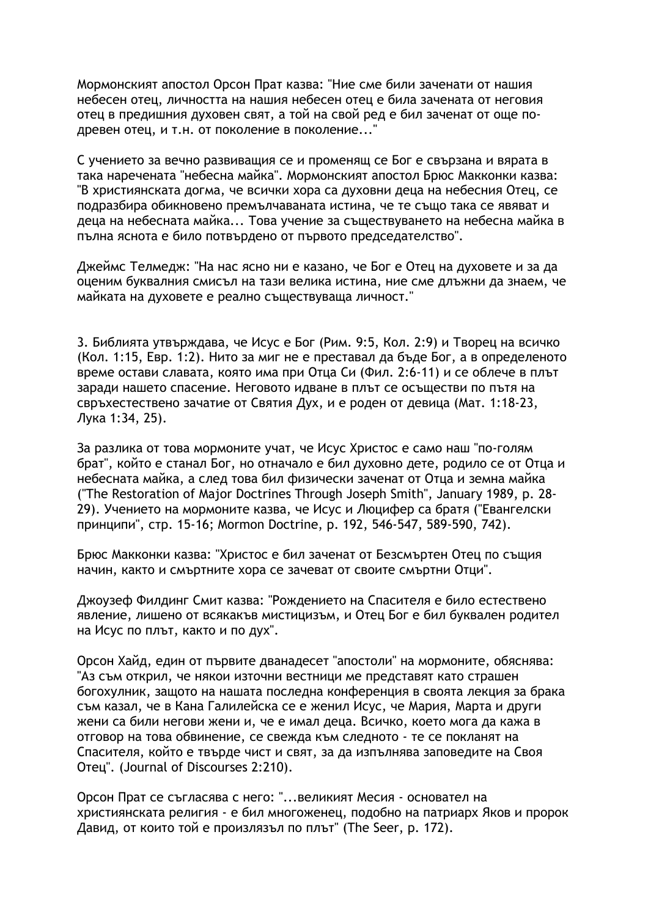Мормонският апостол Орсон Прат казва: "Ние сме били заченати от нашия небесен отец, личността на нашия небесен отец е била заченатa от неговия отец в предишния духовен свят, а той на свой ред е бил заченат от още по-древен отец, и т.н. от поколение в поколение..."

С учението за вечно развиващия се и променящ се Бог е свързана и вярата в така наречената "небесна майка". Мормонският апостол Брюс Макконки казва: "В християнската догма, че всички хора са духовни деца на небесния Отец, се подразбира обикновено премълчаваната истина, че те също така се явяват и деца на небесната майка... Това учение за съществуването на небесна майка в пълна яснота е било потвърдено от първото председателство".

Джеймс Телмедж: "На нас ясно ни е казано, че Бог е Отец на духовете и за да оценим буквалния смисъл на тази велика истина, ние сме длъжни да знаем, че майката на духовете е реално съществуваща личност."

3. Библията утвърждава, че Исус е Бог (Рим. 9:5, Кол. 2:9) и Творец на всичко (Кол. 1:15, Евр. 1:2). Нито за миг не е преставал да бъде Бог, а в определеното време остави славата, която има при Отца Си (Фил. 2:6-11) и се облече в плът заради нашето спасение. Неговото идване в плът се осъществи по пътя на свръхестествено зачатие от Святия Дух, и е роден от девица (Мат. 1:18-23, Лука 1:34, 25).

За разлика от това мормоните учат, че Исус Христос е само наш "по-голям брат", който е станал Бог, но отначало е бил духовно дете, родило се от Отца и небесната майка, а след това бил физически заченат от Отца и земна майка ("The Restoration of Major Doctrines Through Joseph Smith", January 1989, p. 28-29). Учението на мормоните казва, че Исус и Люцифер са братя ("Евангелски принципи", стр. 15-16; Mormon Doctrine, p. 192, 546-547, 589-590, 742).

Брюс Макконки казва: "Христос е бил заченат от Безсмъртен Отец по същия начин, както и смъртните хора се зачеват от своите смъртни Отци".

Джоузеф Филдинг Смит казва: "Рождението на Спасителя е било естествено явление, лишено от всякакъв мистицизъм, и Отец Бог е бил буквален родител на Исус по плът, както и по дух".

Орсон Хайд, един от първите дванадесет "апостоли" на мормоните, обяснява: "Аз съм открил, че някои източни вестници ме представят като страшен богохулник, защото на нашата последна конференция в своята лекция за брака съм казал, че в Кана Галилейска се е женил Исус, че Мария, Марта и други жени са били негови жени и, че е имал деца. Всичко, което мога да кажа в отговор на това обвинение, се свежда към следното - те се покланят на Спасителя, който е твърде чист и свят, за да изпълнява заповедите на Своя Отец". (Journal of Discourses 2:210).

Орсон Прат се съгласява с него: "...великият Месия - основател на християнската религия - е бил многоженец, подобно на патриарх Яков и пророк Давид, от които той е произлязъл по плът" (The Seer, p. 172).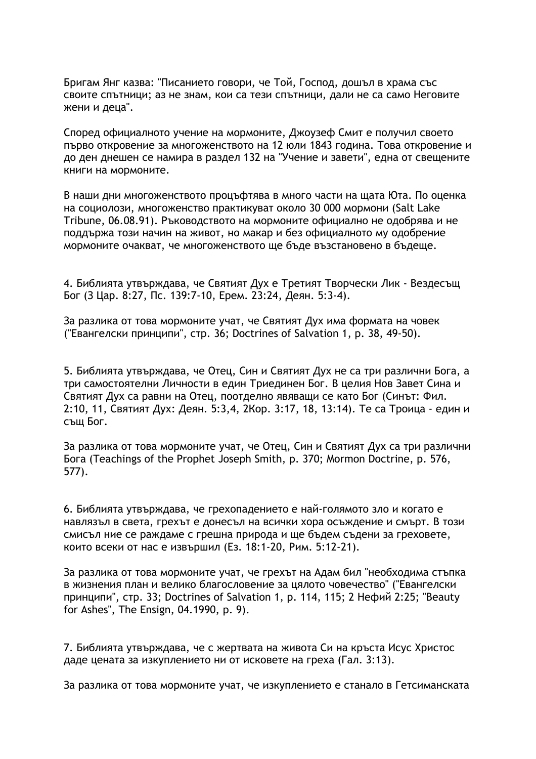Бригам Янг казва: "Писанието говори, че Той, Господ, дошъл в храма със своите спътници; аз не знам, кои са тези спътници, дали не са само Неговите жени и деца".

Според официалното учение на мормоните, Джоузеф Смит е получил своето първо откровение за многоженството на 12 юли 1843 година. Това откровение и до ден днешен се намира в раздел 132 на "Учение и завети", една от свещените книги на мормоните.

В наши дни многоженството процъфтява в много части на щата Юта. По оценка на социолози, многоженство практикуват около 30 000 мормони (Salt Lake Tribune, 06.08.91). Ръководството на мормоните официално не одобрява и не поддържа този начин на живот, но макар и без официалното му одобрение мормоните очакват, че многоженството ще бъде възстановено в бъдеще.

4. Библията утвърждава, че Святият Дух е Третият Творчески Лик - Вездесъщ Бог (3 Цар. 8:27, Пс. 139:7-10, Ерем. 23:24, Деян. 5:3-4).

За разлика от това мормоните учат, че Святият Дух има формата на човек ("Евангелски принципи", стр. 36; Doctrines of Salvation 1, p. 38, 49-50).

5. Библията утвърждава, че Отец, Син и Святият Дух не са три различни Бога, а три самостоятелни Личности в един Триединен Бог. В целия Нов Завет Сина и Святият Дух са равни на Отец, поотделно явяващи се като Бог (Синът: Фил. 2:10, 11, Святият Дух: Деян. 5:3,4, 2Кор. 3:17, 18, 13:14). Те са Троица - един и същ Бог.

За разлика от това мормоните учат, че Отец, Син и Святият Дух са три различни Бога (Teachings of the Prophet Joseph Smith, p. 370; Mormon Doctrine, p. 576, 577).

6. Библията утвърждава, че грехопадението е най-голямото зло и когато е навлязъл в света, грехът е донесъл на всички хора осъждение и смърт. В този смисъл ние се раждаме с грешна природа и ще бъдем съдени за греховете, които всеки от нас е извършил (Ез. 18:1-20, Рим. 5:12-21).

За разлика от това мормоните учат, че грехът на Адам бил "необходима стъпка в жизнения план и велико благословение за цялото човечество" ("Евангелски принципи", стр. 33; Doctrines of Salvation 1, p. 114, 115; 2 Нефий 2:25; "Beauty for Ashes", The Ensign, 04.1990, p. 9).

7. Библията утвърждава, че с жертвата на живота Си на кръста Исус Христос даде цената за изкуплението ни от исковете на греха (Гал. 3:13).

За разлика от това мормоните учат, че изкуплението е станало в Гетсиманската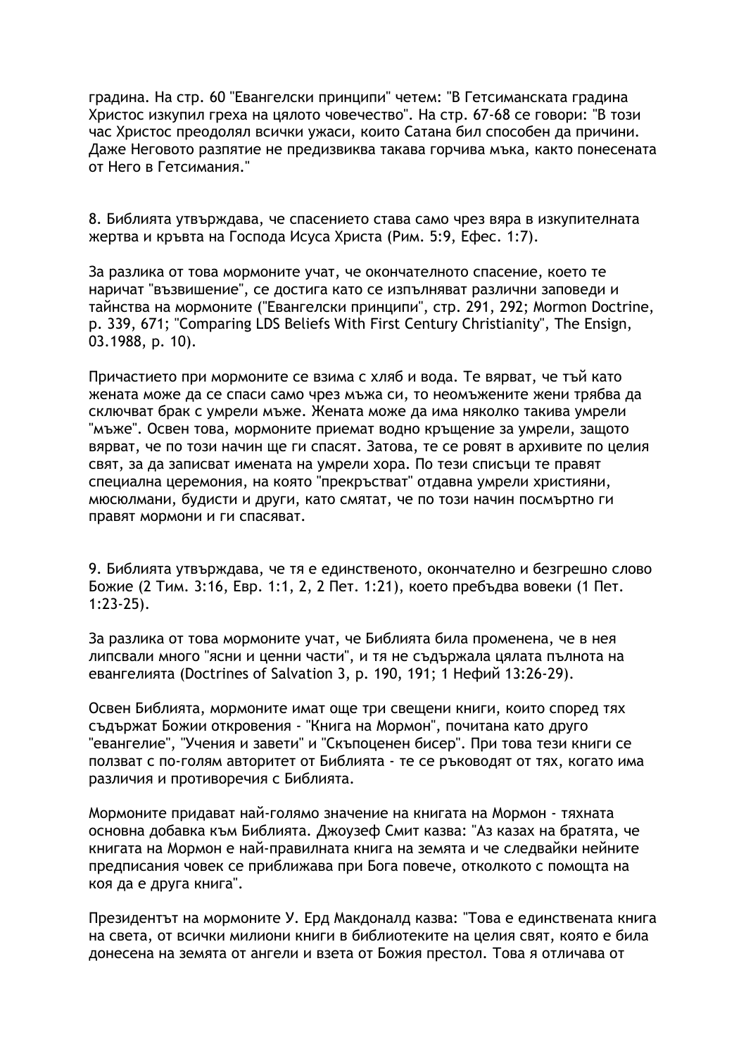градина. На стр. 60 "Евангелски принципи" четем: "В Гетсиманската градина Христос изкупил греха на цялото човечество". На стр. 67-68 се говори: "В този час Христос преодолял всички ужаси, които Сатана бил способен да причини. Даже Неговото разпятие не предизвиква такава горчива мъка, както понесената от Него в Гетсимания."

8. Библията утвърждава, че спасението става само чрез вяра в изкупителната жертва и кръвта на Господа Исуса Христа (Рим. 5:9, Ефес. 1:7).

За разлика от това мормоните учат, че окончателното спасение, което те наричат "възвишение", се достига като се изпълняват различни заповеди и тайнства на мормоните ("Евангелски принципи", стр. 291, 292; Mormon Doctrine, p. 339, 671; "Comparing LDS Beliefs With First Century Christianity", The Ensign, 03.1988, p. 10).

Причастието при мормоните се взима с хляб и вода. Те вярват, че тъй като жената може да се спаси само чрез мъжа си, то неомъжените жени трябва да сключват брак с умрели мъже. Жената може да има няколко такива умрели "мъже". Освен това, мормоните приемат водно кръщение за умрели, защото вярват, че по този начин ще ги спасят. Затова, те се ровят в архивите по целия свят, за да записват имената на умрели хора. По тези списъци те правят специална церемония, на която "прекръстват" отдавна умрели християни, мюсюлмани, будисти и други, като смятат, че по този начин посмъртно ги правят мормони и ги спасяват.

9. Библията утвърждава, че тя е единственото, окончателно и безгрешно слово Божие (2 Тим. 3:16, Евр. 1:1, 2, 2 Пет. 1:21), което пребъдва вовеки (1 Пет. 1:23-25).

За разлика от това мормоните учат, че Библията била променена, че в нея липсвали много "ясни и ценни части", и тя не съдържала цялата пълнота на евангелията (Doctrines of Salvation 3, p. 190, 191; 1 Нефий 13:26-29).

Освен Библията, мормоните имат още три свещени книги, които според тях съдържат Божии откровения - "Книга на Мормон", почитана като друго "евангелие", "Учения и завети" и "Скъпоценен бисер". При това тези книги се ползват с по-голям авторитет от Библията - те се ръководят от тях, когато има различия и противоречия с Библията.

Мормоните придават най-голямо значение на книгата на Мормон - тяхната основна добавка към Библията. Джоузеф Смит казва: "Аз казах на братята, че книгата на Мормон е най-правилната книга на земята и че следвайки нейните предписания човек се приближава при Бога повече, отколкото с помощта на коя да е друга книга".

Президентът на мормоните У. Ерд Макдоналд казва: "Това е единствената книга на света, от всички милиони книги в библиотеките на целия свят, която е била донесена на земята от ангели и взета от Божия престол. Това я отличава от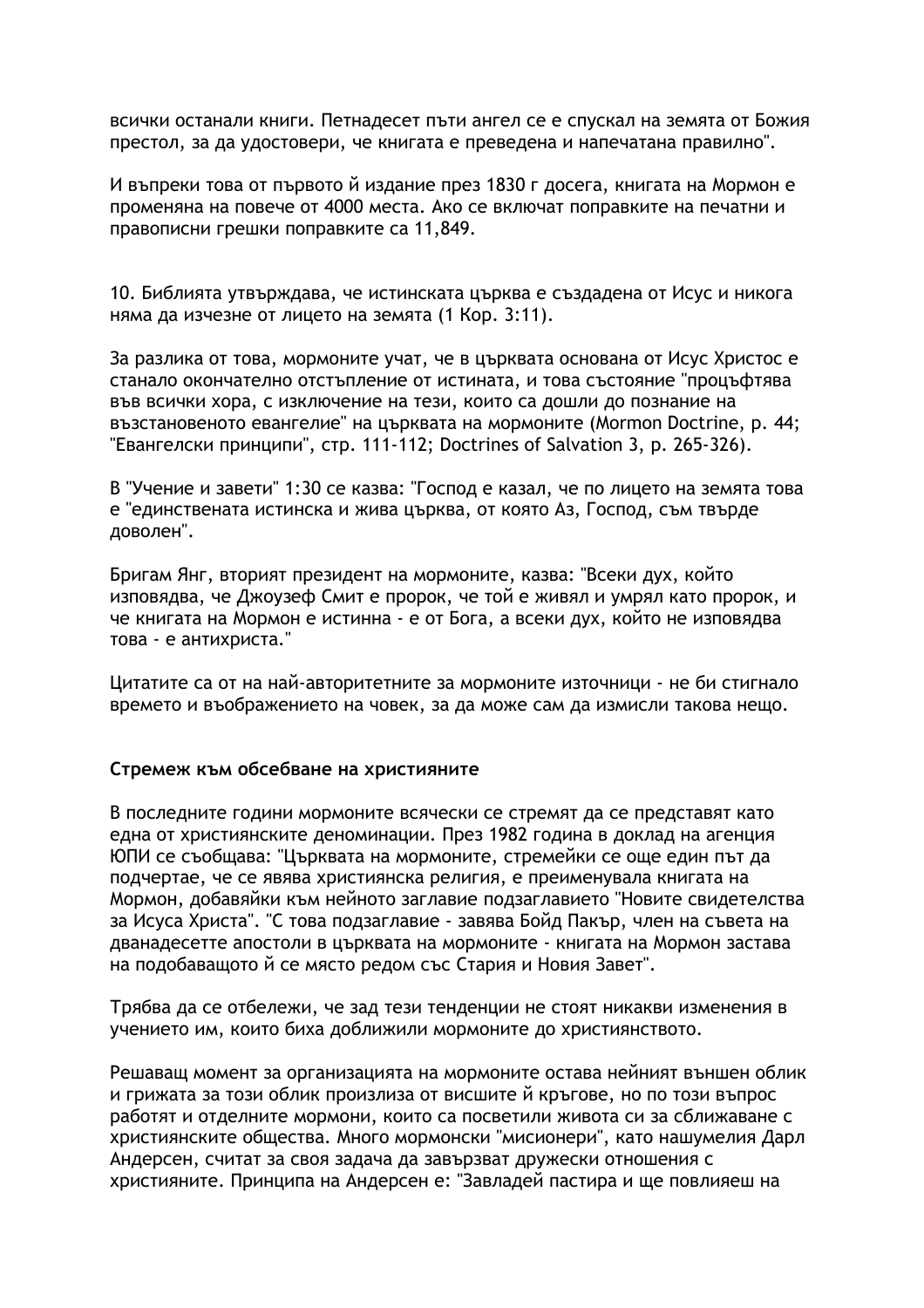всички останали книги. Петнадесет пъти ангел се е спускал на земята от Божия престол, за да удостовери, че книгата е преведена и напечатана правилно".

И въпреки това от първото й издание през 1830 г досега, книгата на Мормон е променяна на повече от 4000 места. Ако се включат поправките на печатни и правописни грешки поправките са 11,849.

10. Библията утвърждава, че истинската църква е създадена от Исус и никога няма да изчезне от лицето на земята (1 Кор. 3:11).

За разлика от това, мормоните учат, че в църквата основана от Исус Христос е станало окончателно отстъпление от истината, и това състояние "процъфтява във всички хора, с изключение на тези, които са дошли до познание на възстановеното евангелие" на църквата на мормоните (Mormon Doctrine, p. 44; "Евангелски принципи", стр. 111-112; Doctrines of Salvation 3, p. 265-326).

В "Учение и завети" 1:30 се казва: "Господ е казал, че по лицето на земята това е "единствената истинска и жива църква, от която Аз, Господ, съм твърде доволен".

Бригам Янг, вторият президент на мормоните, казва: "Всеки дух, който изповядва, че Джоузеф Смит е пророк, че той е живял и умрял като пророк, и че книгата на Мормон е истинна - е от Бога, а всеки дух, който не изповядва това - е антихриста."

Цитатите са от на най-авторитетните за мормоните източници - не би стигнало времето и въображението на човек, за да може сам да измисли такова нещо.

**Стремеж към обсебване на християните**

В последните години мормоните всячески се стремят да се представят като една от християнските деноминации. През 1982 година в доклад на агенция ЮПИ се съобщава: "Църквата на мормоните, стремейки се още един път да подчертае, че се явява християнска религия, е преименувала книгата на Мормон, добавяйки към нейното заглавие подзаглавието "Новите свидетелства за Исуса Христа". "С това подзаглавие - завява Бойд Пакър, член на съвета на дванадесетте апостоли в църквата на мормоните - книгата на Мормон застава на подобаващото й се място редом със Стария и Новия Завет".

Трябва да се отбележи, че зад тези тенденции не стоят никакви изменения в учението им, които биха доближили мормоните до християнството.

Решаващ момент за организацията на мормоните остава нейният външен облик и грижата за този облик произлиза от висшите й кръгове, но по този въпрос работят и отделните мормони, които са посветили живота си за сближаване с християнските общества. Много мормонски "мисионери", като нашумелия Дарл Андерсен, считат за своя задача да завързват дружески отношения с християните. Принципа на Андерсен е: "Завладей пастира и ще повлияеш на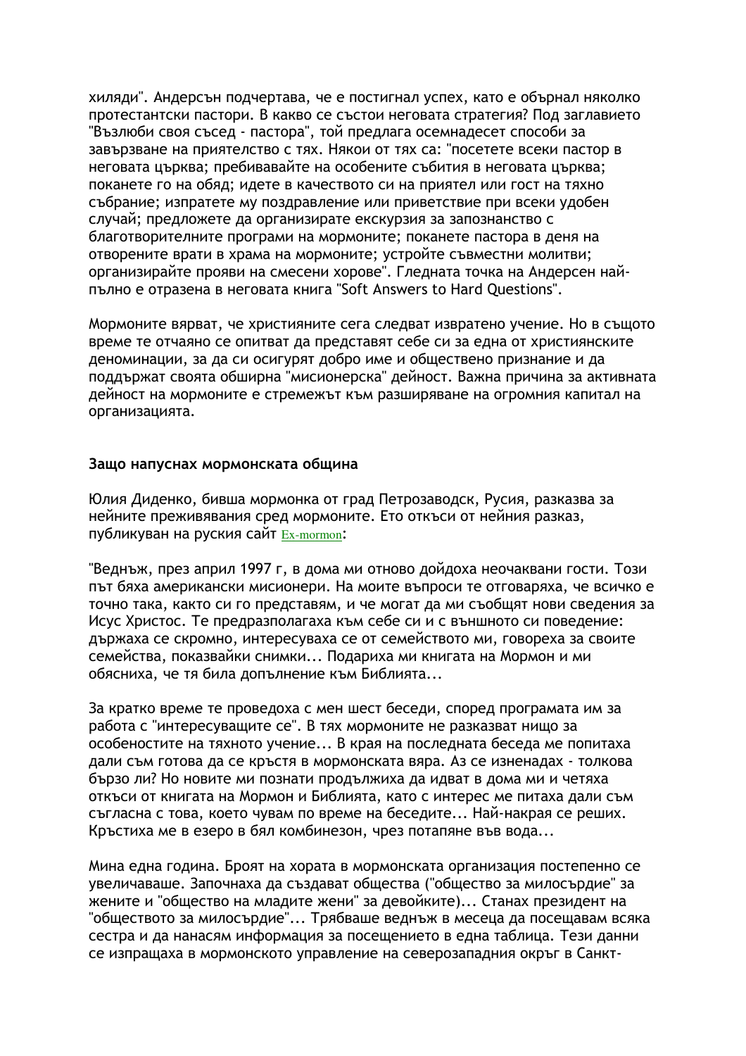хиляди". Андерсън подчертава, че е постигнал успех, като е обърнал няколко протестантски пастори. В какво се състои неговата стратегия? Под заглавието "Възлюби своя съсед - пастора", той предлага осемнадесет способи за завързване на приятелство с тях. Някои от тях са: "посетете всеки пастор в неговата църква; пребивавайте на особените събития в неговата църква; поканете го на обяд; идете в качеството си на приятел или гост на тяхно събрание; изпратете му поздравление или приветствие при всеки удобен случай; предложете да организирате екскурзия за запознанство с благотворителните програми на мормоните; поканете пастора в деня на отворените врати в храма на мормоните; устройте съвместни молитви; организирайте прояви на смесени хорове". Гледната точка на Андерсен най-пълно е отразена в неговата книга "Soft Answers to Hard Questions".

Мормоните вярват, че християните сега следват извратено учение. Но в същото време те отчаяно се опитват да представят себе си за една от християнските деноминации, за да си осигурят добро име и обществено признание и да поддържат своята обширна "мисионерска" дейност. Важна причина за активната дейност на мормоните е стремежът към разширяване на огромния капитал на организацията.

### Защо напуснах мормонската община

Юлия Диденко, бивша мормонка от град Петрозаводск, Русия, разказва за нейните преживявания сред мормоните. Ето откъси от нейния разказ, публикуван на руския сайт Ex-mormon:

"Веднъж, през април 1997 г, в дома ми отново дойдоха неочаквани гости. Този път бяха американски мисионери. На моите въпроси те отговаряха, че всичко е точно така, както си го представям, и че могат да ми съобщят нови сведения за Исус Христос. Те предразполагаха към себе си и с външното си поведение: държаха се скромно, интересуваха се от семейството ми, говореха за своите семейства, показвайки снимки... Подариха ми книгата на Мормон и ми обясниха, че тя била допълнение към Библията...

За кратко време те проведоха с мен шест беседи, според програмата им за работа с "интересуващите се". В тях мормоните не разказват нищо за особеностите на тяхното учение... В края на последната беседа ме попитаха дали съм готова да се кръстя в мормонската вяра. Аз се изненадах - толкова бързо ли? Но новите ми познати продължиха да идват в дома ми и четяха откъси от книгата на Мормон и Библията, като с интерес ме питаха дали съм съгласна с това, което чувам по време на беседите... Най-накрая се реших. Кръстиха ме в езеро в бял комбинезон, чрез потапяне във вода...

Мина една година. Броят на хората в мормонската организация постепенно се увеличаваше. Започнаха да създават общества ("общество за милосърдие" за жените и "общество на младите жени" за девойките)... Станах президент на "обществото за милосърдие"... Трябваше веднъж в месеца да посещавам всяка сестра и да нанасям информация за посещението в една таблица. Тези данни се изпращаха в мормонското управление на северозападния окръг в Санкт-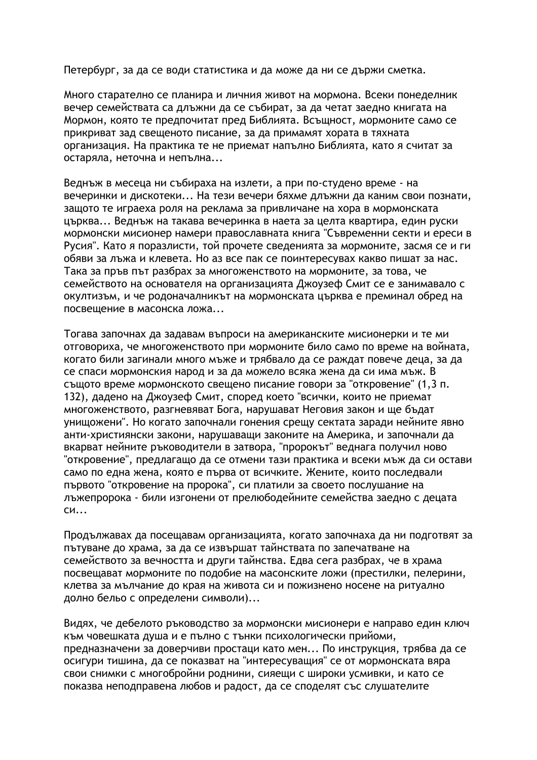Петербург, за да се води статистика и да може да ни се държи сметка.

Много старателно се планира и личния живот на мормона. Всеки понеделник вечер семействата са длъжни да се събират, за да четат заедно книгата на Мормон, която те предпочитат пред Библията. Всъщност, мормоните само се прикриват зад свещеното писание, за да примамят хората в тяхната организация. На практика те не приемат напълно Библията, като я считат за остаряла, неточна и непълна...

Веднъж в месеца ни събираха на излети, а при по-студено време - на вечеринки и дискотеки... На тези вечери бяхме длъжни да каним свои познати, защото те играеха роля на реклама за привличане на хора в мормонската църква... Веднъж на такава вечеринка в наета за целта квартира, един руски мормонски мисионер намери православната книга "Съвременни секти и ереси в Русия". Като я поразлисти, той прочете сведенията за мормоните, засмя се и ги обяви за лъжа и клевета. Но аз все пак се поинтересувах какво пишат за нас. Така за пръв път разбрах за многоженството на мормоните, за това, че семейството на основателя на организацията Джоузеф Смит се е занимавало с окултизъм, и че родоначалникът на мормонската църква е преминал обред на посвещение в масонска ложа...

Тогава започнах да задавам въпроси на американските мисионерки и те ми отговориха, че многоженството при мормоните било само по време на войната, когато били загинали много мъже и трябвало да се раждат повече деца, за да се спаси мормонския народ и за да можело всяка жена да си има мъж. В същото време мормонското свещено писание говори за "откровение" (1,3 п. 132), дадено на Джоузеф Смит, според което "всички, които не приемат многоженството, разгневяват Бога, нарушават Неговия закон и ще бъдат унищожени". Но когато започнали гонения срещу сектата заради нейните явно анти-християнски закони, нарушаващи законите на Америка, и започнали да вкарват нейните ръководители в затвора, "пророкът" веднага получил ново "откровение", предлагащо да се отмени тази практика и всеки мъж да си остави само по една жена, която е първа от всичките. Жените, които последвали първото "откровение на пророка", си платили за своето послушание на лъжепророка - били изгонени от прелюбодейните семейства заедно с децата си...

Продължавах да посещавам организацията, когато започнаха да ни подготвят за пътуване до храма, за да се извършат тайнствата по запечатване на семейството за вечността и други тайнства. Едва сега разбрах, че в храма посвещават мормоните по подобие на масонските ложи (престилки, пелерини, клетва за мълчание до края на живота си и пожизнено носене на ритуално долно бельо с определени символи)...

Видях, че дебелото ръководство за мормонски мисионери е направо един ключ към човешката душа и е пълно с тънки психологически прийоми, предназначени за доверчиви простаци като мен... По инструкция, трябва да се осигури тишина, да се показват на "интересуващия" се от мормонската вяра свои снимки с многобройни роднини, сияещи с широки усмивки, и като се показва неподправена любов и радост, да се споделят със слушателите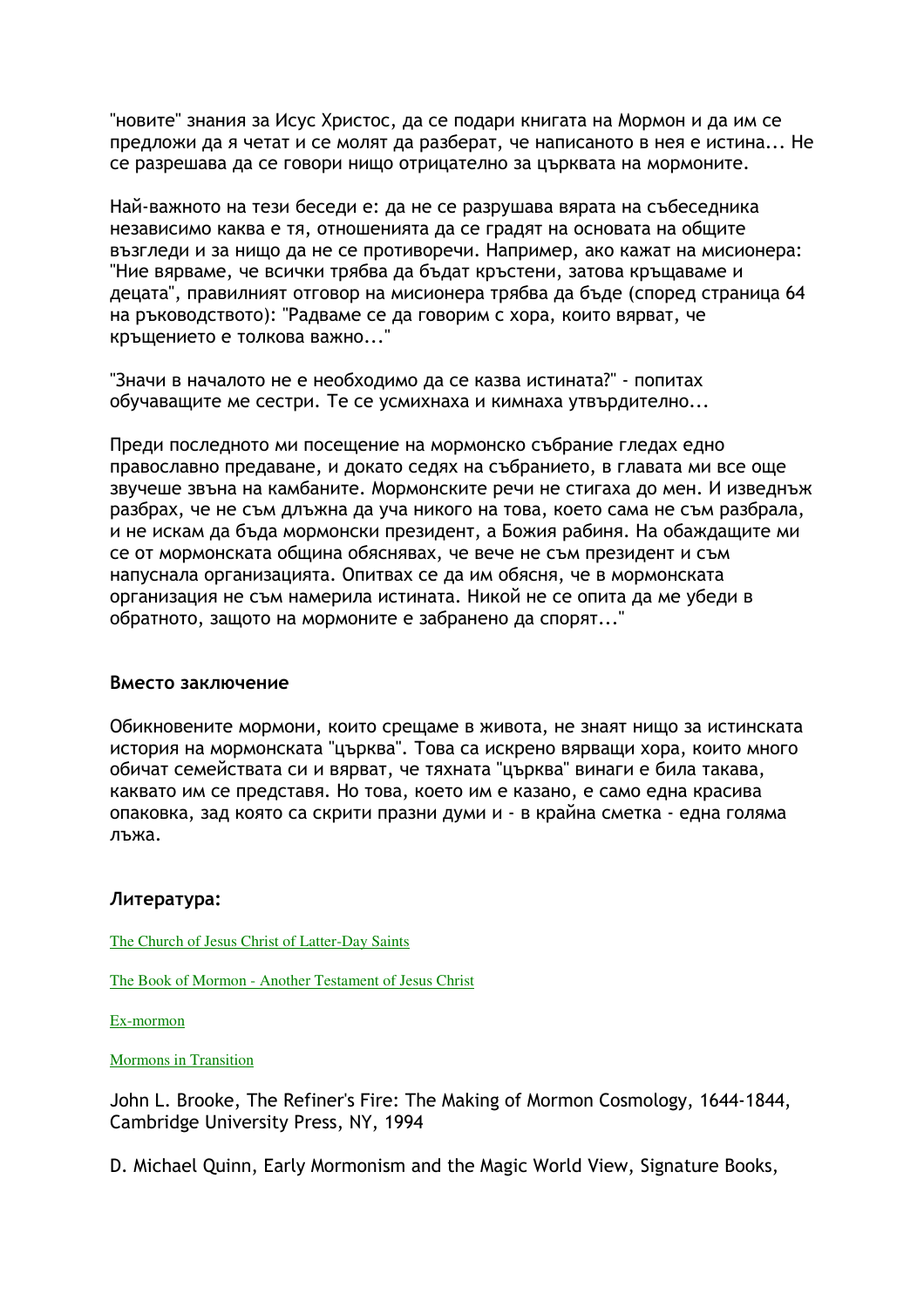"новите" знания за Исус Христос, да се подари книгата на Мормон и да им се предложи да я четат и се молят да разберат, че написаното в нея е истина... Не се разрешава да се говори нищо отрицателно за църквата на мормоните.

Най-важното на тези беседи е: да не се разрушава вярата на събеседника независимо каква е тя, отношенията да се градят на основата на общите възгледи и за нищо да не се противоречи. Например, ако кажат на мисионера: "Ние вярваме, че всички трябва да бъдат кръстени, затова кръщаваме и децата", правилният отговор на мисионера трябва да бъде (според страница 64 на ръководството): "Радваме се да говорим с хора, които вярват, че кръщението е толкова важно..."

"Значи в началото не е необходимо да се казва истината?" - попитах обучаващите ме сестри. Те се усмихнаха и кимнаха утвърдително...

Преди последното ми посещение на мормонско събрание гледах едно православно предаване, и докато седях на събранието, в главата ми все още звучеше звъна на камбаните. Мормонските речи не стигаха до мен. И изведнъж разбрах, че не съм длъжна да уча никого на това, което сама не съм разбрала, и не искам да бъда мормонски президент, а Божия рабиня. На обаждащите ми се от мормонската община обяснявах, че вече не съм президент и съм напуснала организацията. Опитвах се да им обясня, че в мормонската организация не съм намерила истината. Никой не се опита да ме убеди в обратното, защото на мормоните е забранено да спорят..."

### Вместо заключение

Обикновените мормони, които срещаме в живота, не знаят нищо за истинската история на мормонската "църква". Това са искрено вярващи хора, които много обичат семействата си и вярват, че тяхната "църква" винаги е била такава, каквато им се представя. Но това, което им е казано, е само една красива опаковка, зад която са скрити празни думи и - в крайна сметка - една голяма лъжа.

### Литература:

The Church of Jesus Christ of Latter-Day Saints

The Book of Mormon - Another Testament of Jesus Christ

Ex-mormon

Mormons in Transition

John L. Brooke, The Refiner's Fire: The Making of Mormon Cosmology, 1644-1844, Cambridge University Press, NY, 1994

D. Michael Quinn, Early Mormonism and the Magic World View, Signature Books,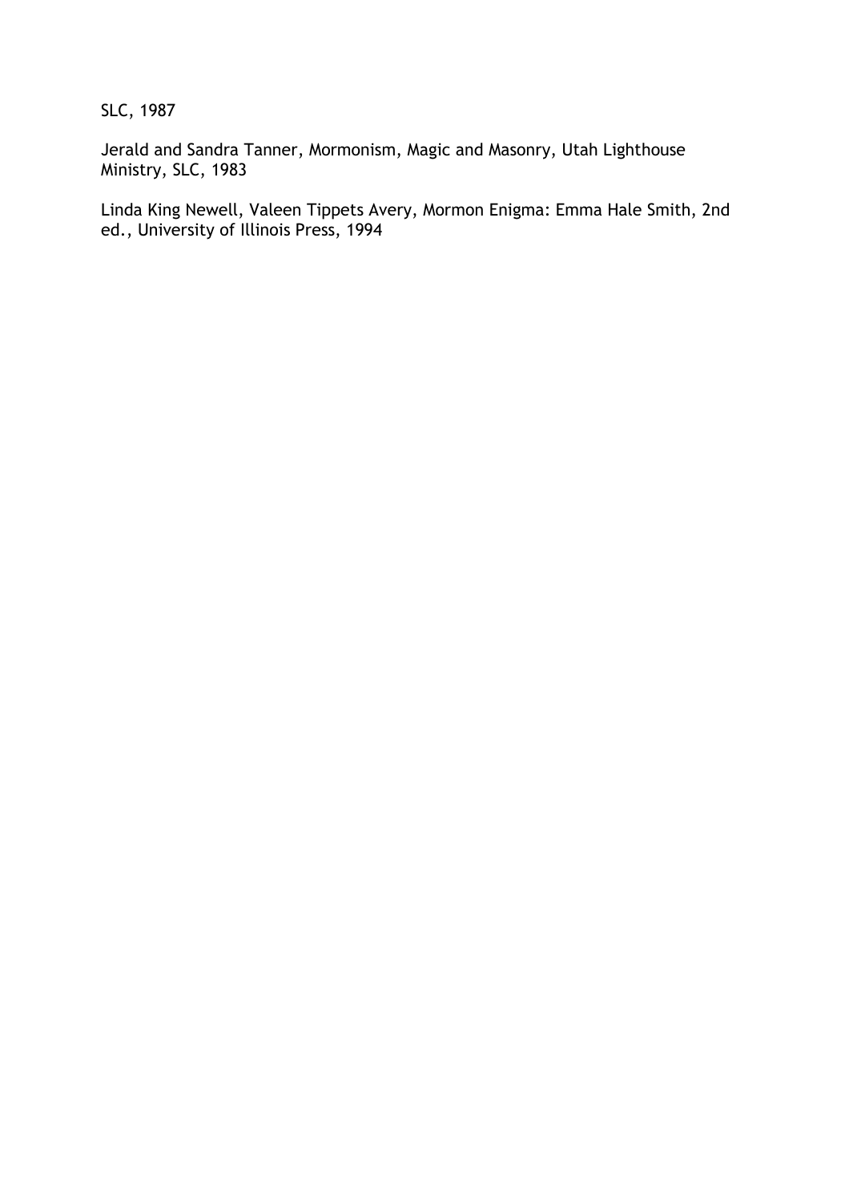SLC, 1987

Jerald and Sandra Tanner, Mormonism, Magic and Masonry, Utah Lighthouse Ministry, SLC, 1983

Linda King Newell, Valeen Tippets Avery, Mormon Enigma: Emma Hale Smith, 2nd ed., University of Illinois Press, 1994